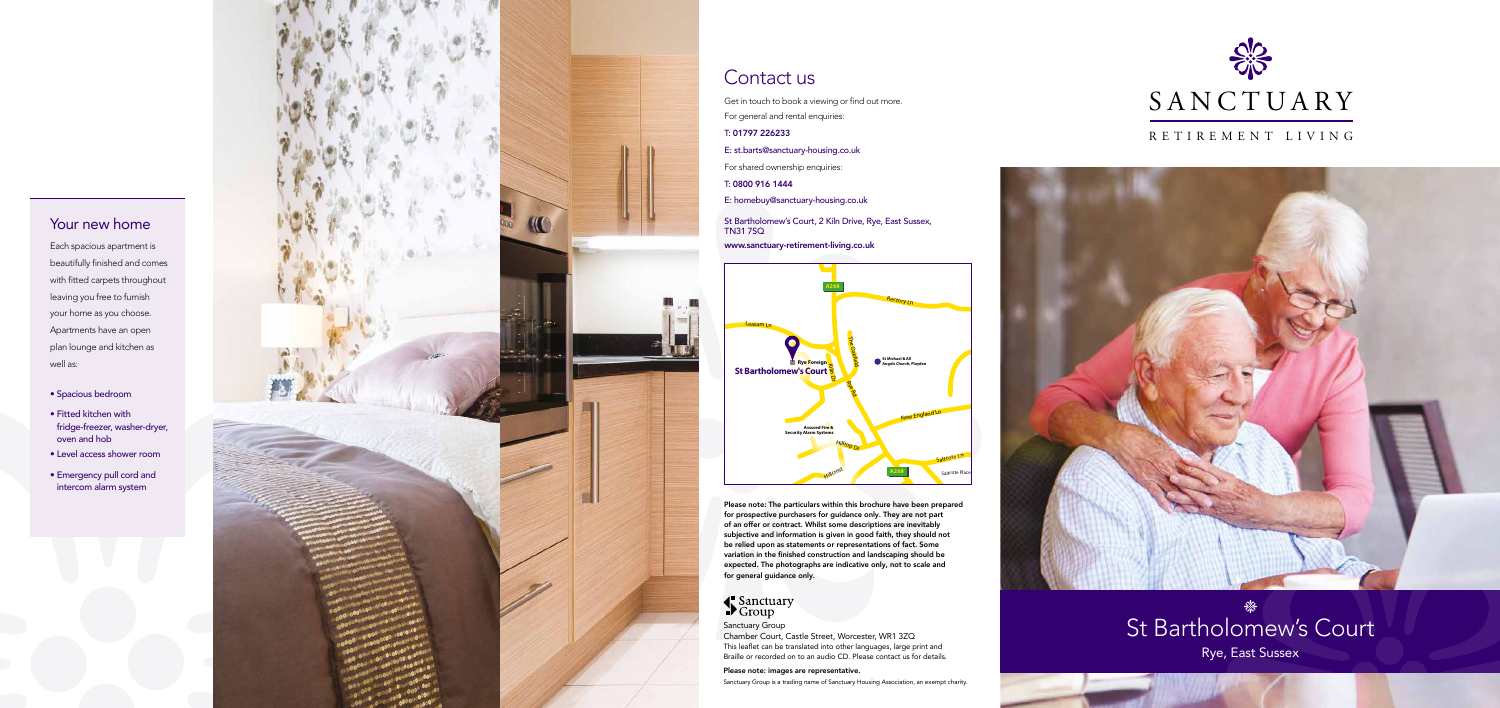## Your new home

Each spacious apartment is beautifully finished and comes with fitted carpets throughout leaving you free to furnish your home as you choose. Apartments have an open plan lounge and kitchen as well as:

- Spacious bedroom
- Fitted kitchen with fridge-freezer, washer-dryer, oven and hob
- Level access shower room
- Emergency pull cord and intercom alarm system

## Contact us

Get in touch to book a viewing or find out more.

For general and rental enquiries:

T: 01797 226233

E: st.barts@sanctuary-housing.co.uk

For shared ownership enquiries:

T: 0800 916 1444

E: homebuy@sanctuary-housing.co.uk

St Bartholomew's Court, 2 Kiln Drive, Rye, East Sussex, TN31 7SQ

www.sanctuary-retirement-living.co.uk

**Please note: The particulars within this brochure have been prepared for prospective purchasers for guidance only. They are not part of an offer or contract. Whilst some descriptions are inevitably subjective and information is given in good faith, they should not be relied upon as statements or representations of fact. Some variation in the finished construction and landscaping should be expected. The photographs are indicative only, not to scale and for general guidance only.**

Sanctuary Group

Sanctuary Group
Chamber Court, Castle Street, Worcester, WR1 3ZQ
This leaflet can be translated into other languages, large print and Braille or recorded on to an audio CD. Please contact us for details.

**Please note: images are representative.**

Sanctuary Group is a trading name of Sanctuary Housing Association, an exempt charity.

SANCTUARY

RETIREMENT LIVING

# St Bartholomew's Court

Rye, East Sussex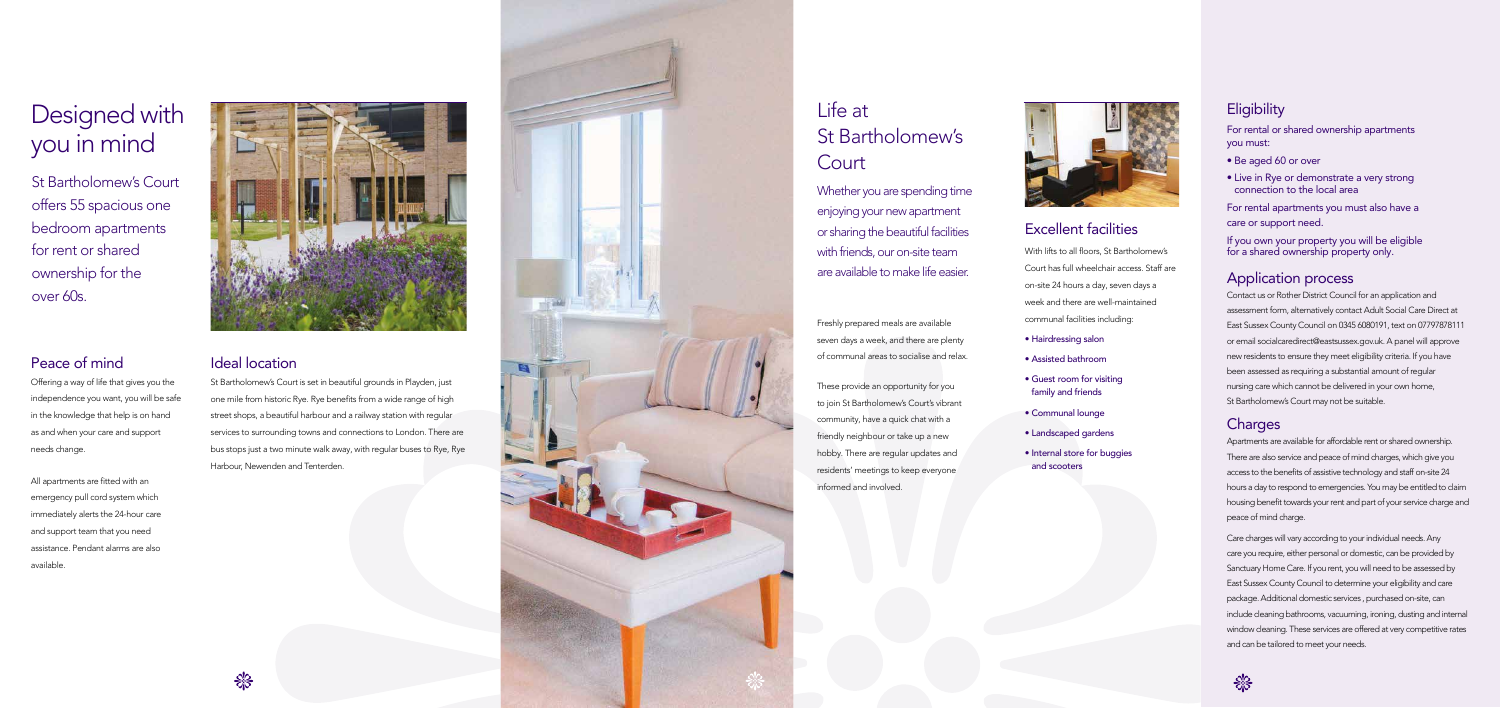# Designed with you in mind

St Bartholomew's Court offers 55 spacious one bedroom apartments for rent or shared ownership for the over 60s.

## Peace of mind

Offering a way of life that gives you the independence you want, you will be safe in the knowledge that help is on hand as and when your care and support needs change.

All apartments are fitted with an emergency pull cord system which immediately alerts the 24-hour care and support team that you need assistance. Pendant alarms are also available.

## Ideal location

St Bartholomew's Court is set in beautiful grounds in Playden, just one mile from historic Rye. Rye benefits from a wide range of high street shops, a beautiful harbour and a railway station with regular services to surrounding towns and connections to London. There are bus stops just a two minute walk away, with regular buses to Rye, Rye Harbour, Newenden and Tenterden.

# Life at St Bartholomew's Court

Whether you are spending time enjoying your new apartment or sharing the beautiful facilities with friends, our on-site team are available to make life easier.

Freshly prepared meals are available seven days a week, and there are plenty of communal areas to socialise and relax.

These provide an opportunity for you to join St Bartholomew's Court's vibrant community, have a quick chat with a friendly neighbour or take up a new hobby. There are regular updates and residents' meetings to keep everyone informed and involved.

## Excellent facilities

With lifts to all floors, St Bartholomew's Court has full wheelchair access. Staff are on-site 24 hours a day, seven days a week and there are well-maintained communal facilities including:

- Hairdressing salon
- Assisted bathroom
- Guest room for visiting family and friends
- Communal lounge
- Landscaped gardens
- Internal store for buggies and scooters

## Eligibility

For rental or shared ownership apartments you must:

- Be aged 60 or over
- Live in Rye or demonstrate a very strong connection to the local area

For rental apartments you must also have a care or support need.

If you own your property you will be eligible for a shared ownership property only.

## Application process

Contact us or Rother District Council for an application and assessment form, alternatively contact Adult Social Care Direct at East Sussex County Council on 0345 6080191, text on 07797878111 or email socialcaredirect@eastsussex.gov.uk. A panel will approve new residents to ensure they meet eligibility criteria. If you have been assessed as requiring a substantial amount of regular nursing care which cannot be delivered in your own home, St Bartholomew's Court may not be suitable.

## Charges

Apartments are available for affordable rent or shared ownership. There are also service and peace of mind charges, which give you access to the benefits of assistive technology and staff on-site 24 hours a day to respond to emergencies. You may be entitled to claim housing benefit towards your rent and part of your service charge and peace of mind charge.

Care charges will vary according to your individual needs. Any care you require, either personal or domestic, can be provided by Sanctuary Home Care. If you rent, you will need to be assessed by East Sussex County Council to determine your eligibility and care package. Additional domestic services, purchased on-site, can include cleaning bathrooms, vacuuming, ironing, dusting and internal window cleaning. These services are offered at very competitive rates and can be tailored to meet your needs.